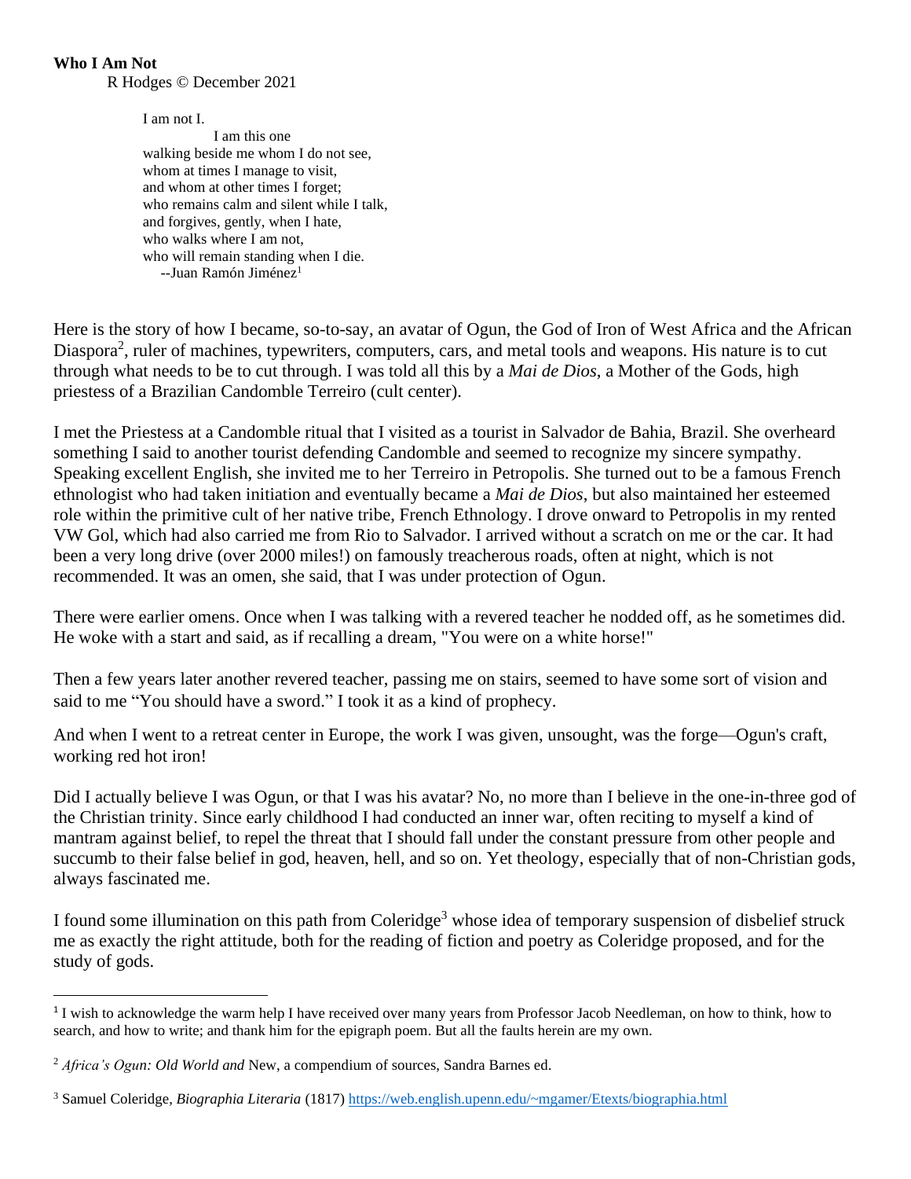**Who I Am Not**

R Hodges © December 2021

> I am not I.
>
> I am this one
> walking beside me whom I do not see,
> whom at times I manage to visit,
> and whom at other times I forget;
> who remains calm and silent while I talk,
> and forgives, gently, when I hate,
> who walks where I am not,
> who will remain standing when I die.
>
> --Juan Ramón Jiménez[1]

Here is the story of how I became, so-to-say, an avatar of Ogun, the God of Iron of West Africa and the African Diaspora[2], ruler of machines, typewriters, computers, cars, and metal tools and weapons. His nature is to cut through what needs to be to cut through. I was told all this by a *Mai de Dios*, a Mother of the Gods, high priestess of a Brazilian Candomble Terreiro (cult center).

I met the Priestess at a Candomble ritual that I visited as a tourist in Salvador de Bahia, Brazil. She overheard something I said to another tourist defending Candomble and seemed to recognize my sincere sympathy. Speaking excellent English, she invited me to her Terreiro in Petropolis. She turned out to be a famous French ethnologist who had taken initiation and eventually became a *Mai de Dios*, but also maintained her esteemed role within the primitive cult of her native tribe, French Ethnology. I drove onward to Petropolis in my rented VW Gol, which had also carried me from Rio to Salvador. I arrived without a scratch on me or the car. It had been a very long drive (over 2000 miles!) on famously treacherous roads, often at night, which is not recommended. It was an omen, she said, that I was under protection of Ogun.

There were earlier omens. Once when I was talking with a revered teacher he nodded off, as he sometimes did. He woke with a start and said, as if recalling a dream, "You were on a white horse!"

Then a few years later another revered teacher, passing me on stairs, seemed to have some sort of vision and said to me "You should have a sword." I took it as a kind of prophecy.

And when I went to a retreat center in Europe, the work I was given, unsought, was the forge—Ogun's craft, working red hot iron!

Did I actually believe I was Ogun, or that I was his avatar? No, no more than I believe in the one-in-three god of the Christian trinity. Since early childhood I had conducted an inner war, often reciting to myself a kind of mantram against belief, to repel the threat that I should fall under the constant pressure from other people and succumb to their false belief in god, heaven, hell, and so on. Yet theology, especially that of non-Christian gods, always fascinated me.

I found some illumination on this path from Coleridge[3] whose idea of temporary suspension of disbelief struck me as exactly the right attitude, both for the reading of fiction and poetry as Coleridge proposed, and for the study of gods.

---

[1] I wish to acknowledge the warm help I have received over many years from Professor Jacob Needleman, on how to think, how to search, and how to write; and thank him for the epigraph poem. But all the faults herein are my own.

[2] *Africa's Ogun: Old World and* New, a compendium of sources, Sandra Barnes ed.

[3] Samuel Coleridge, *Biographia Literaria* (1817) https://web.english.upenn.edu/~mgamer/Etexts/biographia.html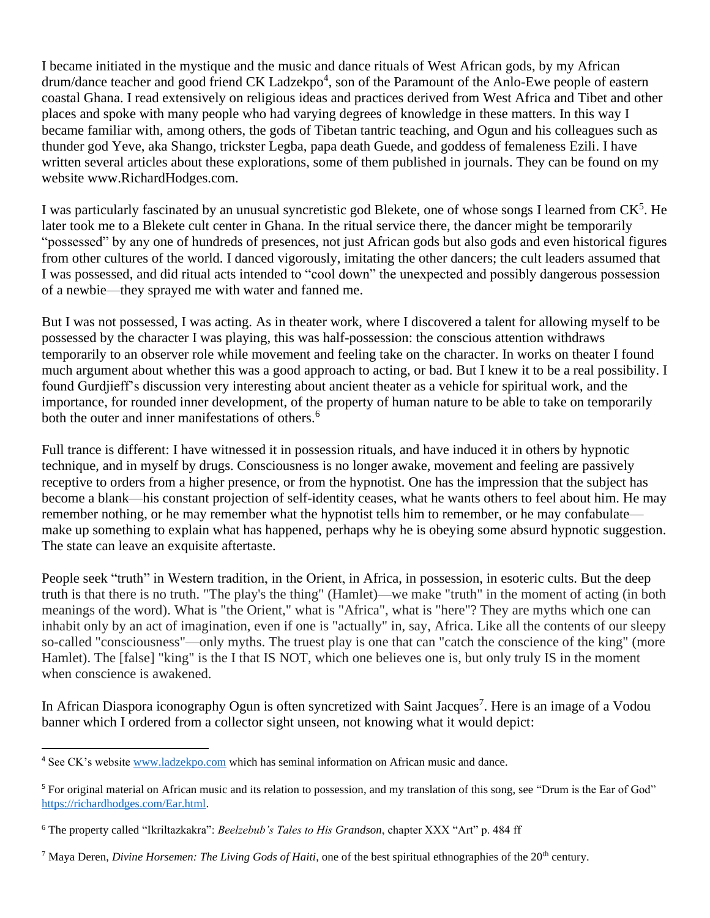I became initiated in the mystique and the music and dance rituals of West African gods, by my African drum/dance teacher and good friend CK Ladzekpo[4], son of the Paramount of the Anlo-Ewe people of eastern coastal Ghana. I read extensively on religious ideas and practices derived from West Africa and Tibet and other places and spoke with many people who had varying degrees of knowledge in these matters. In this way I became familiar with, among others, the gods of Tibetan tantric teaching, and Ogun and his colleagues such as thunder god Yeve, aka Shango, trickster Legba, papa death Guede, and goddess of femaleness Ezili. I have written several articles about these explorations, some of them published in journals. They can be found on my website www.RichardHodges.com.

I was particularly fascinated by an unusual syncretistic god Blekete, one of whose songs I learned from CK[5]. He later took me to a Blekete cult center in Ghana. In the ritual service there, the dancer might be temporarily "possessed" by any one of hundreds of presences, not just African gods but also gods and even historical figures from other cultures of the world. I danced vigorously, imitating the other dancers; the cult leaders assumed that I was possessed, and did ritual acts intended to "cool down" the unexpected and possibly dangerous possession of a newbie—they sprayed me with water and fanned me.

But I was not possessed, I was acting. As in theater work, where I discovered a talent for allowing myself to be possessed by the character I was playing, this was half-possession: the conscious attention withdraws temporarily to an observer role while movement and feeling take on the character. In works on theater I found much argument about whether this was a good approach to acting, or bad. But I knew it to be a real possibility. I found Gurdjieff's discussion very interesting about ancient theater as a vehicle for spiritual work, and the importance, for rounded inner development, of the property of human nature to be able to take on temporarily both the outer and inner manifestations of others.[6]

Full trance is different: I have witnessed it in possession rituals, and have induced it in others by hypnotic technique, and in myself by drugs. Consciousness is no longer awake, movement and feeling are passively receptive to orders from a higher presence, or from the hypnotist. One has the impression that the subject has become a blank—his constant projection of self-identity ceases, what he wants others to feel about him. He may remember nothing, or he may remember what the hypnotist tells him to remember, or he may confabulate—make up something to explain what has happened, perhaps why he is obeying some absurd hypnotic suggestion. The state can leave an exquisite aftertaste.

People seek "truth" in Western tradition, in the Orient, in Africa, in possession, in esoteric cults. But the deep truth is that there is no truth. "The play's the thing" (Hamlet)—we make "truth" in the moment of acting (in both meanings of the word). What is "the Orient," what is "Africa", what is "here"? They are myths which one can inhabit only by an act of imagination, even if one is "actually" in, say, Africa. Like all the contents of our sleepy so-called "consciousness"—only myths. The truest play is one that can "catch the conscience of the king" (more Hamlet). The [false] "king" is the I that IS NOT, which one believes one is, but only truly IS in the moment when conscience is awakened.

In African Diaspora iconography Ogun is often syncretized with Saint Jacques[7]. Here is an image of a Vodou banner which I ordered from a collector sight unseen, not knowing what it would depict:

---

[4] See CK's website www.ladzekpo.com which has seminal information on African music and dance.

[5] For original material on African music and its relation to possession, and my translation of this song, see "Drum is the Ear of God" https://richardhodges.com/Ear.html.

[6] The property called "Ikriltazkakra": *Beelzebub's Tales to His Grandson*, chapter XXX "Art" p. 484 ff

[7] Maya Deren, *Divine Horsemen: The Living Gods of Haiti*, one of the best spiritual ethnographies of the 20th century.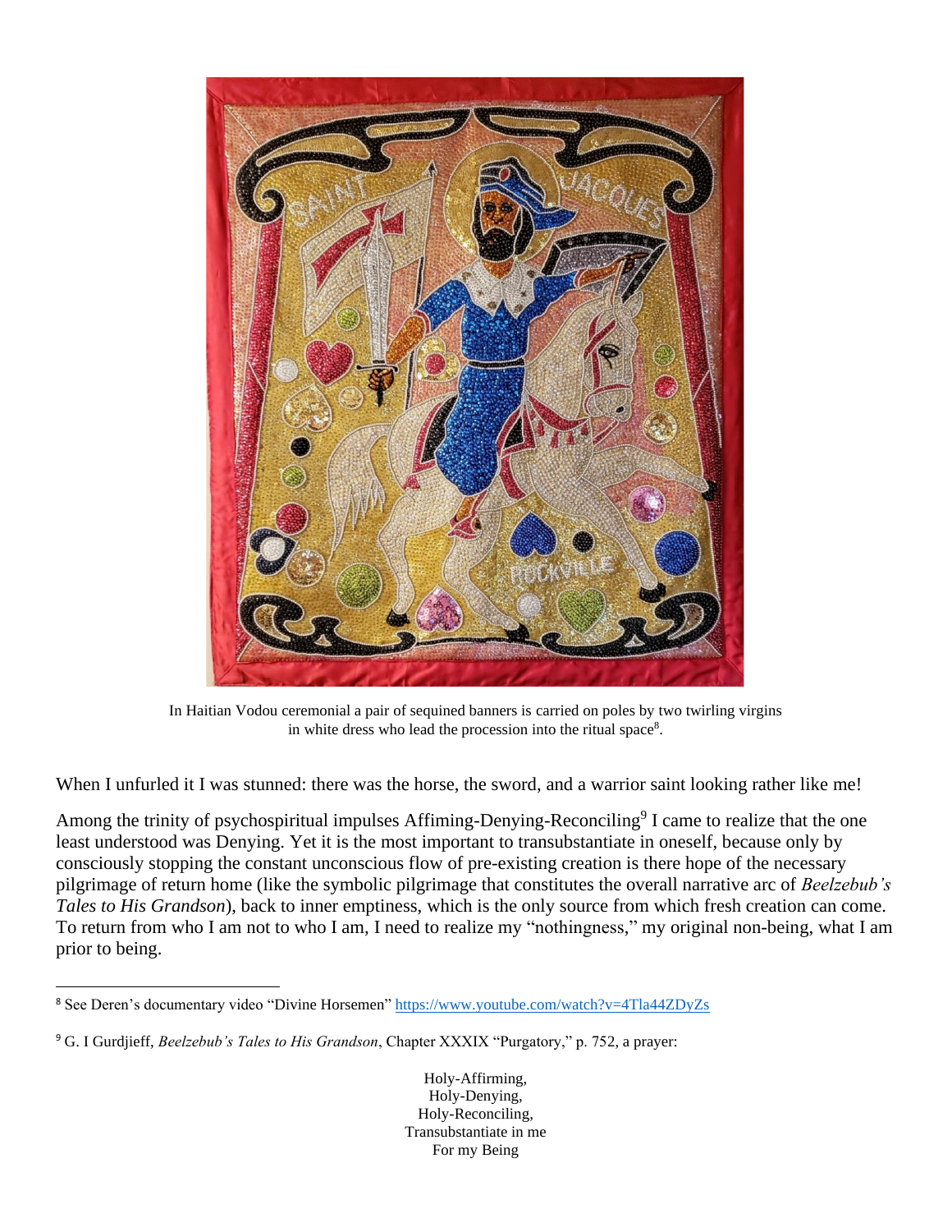In Haitian Vodou ceremonial a pair of sequined banners is carried on poles by two twirling virgins in white dress who lead the procession into the ritual space[8].

When I unfurled it I was stunned: there was the horse, the sword, and a warrior saint looking rather like me!

Among the trinity of psychospiritual impulses Affiming-Denying-Reconciling[9] I came to realize that the one least understood was Denying. Yet it is the most important to transubstantiate in oneself, because only by consciously stopping the constant unconscious flow of pre-existing creation is there hope of the necessary pilgrimage of return home (like the symbolic pilgrimage that constitutes the overall narrative arc of *Beelzebub's Tales to His Grandson*), back to inner emptiness, which is the only source from which fresh creation can come. To return from who I am not to who I am, I need to realize my "nothingness," my original non-being, what I am prior to being.

---

[8] See Deren's documentary video "Divine Horsemen" https://www.youtube.com/watch?v=4Tla44ZDyZs

[9] G. I Gurdjieff, *Beelzebub's Tales to His Grandson*, Chapter XXXIX "Purgatory," p. 752, a prayer:

Holy-Affirming,
Holy-Denying,
Holy-Reconciling,
Transubstantiate in me
For my Being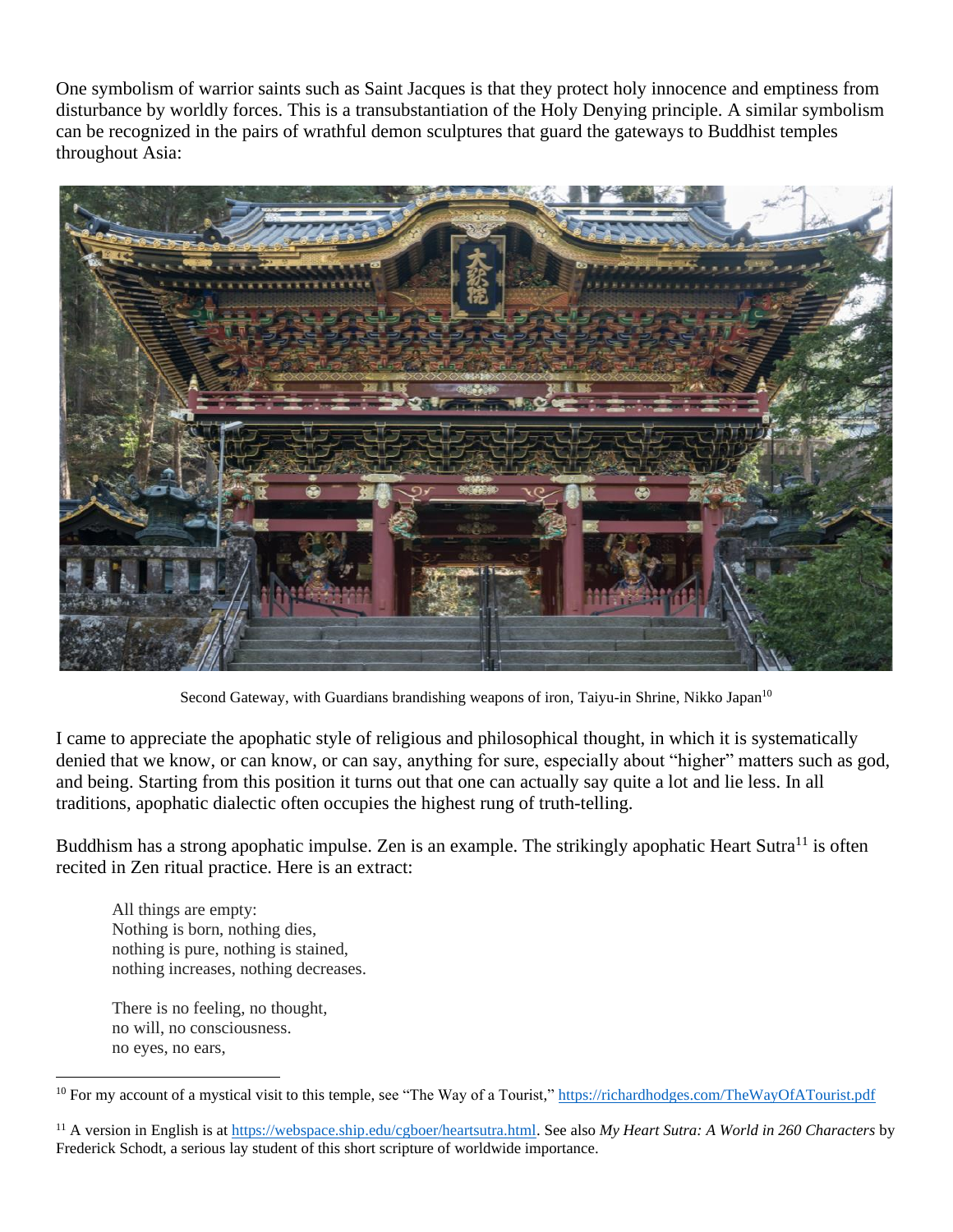One symbolism of warrior saints such as Saint Jacques is that they protect holy innocence and emptiness from disturbance by worldly forces. This is a transubstantiation of the Holy Denying principle. A similar symbolism can be recognized in the pairs of wrathful demon sculptures that guard the gateways to Buddhist temples throughout Asia:

Second Gateway, with Guardians brandishing weapons of iron, Taiyu-in Shrine, Nikko Japan[10]

I came to appreciate the apophatic style of religious and philosophical thought, in which it is systematically denied that we know, or can know, or can say, anything for sure, especially about "higher" matters such as god, and being. Starting from this position it turns out that one can actually say quite a lot and lie less. In all traditions, apophatic dialectic often occupies the highest rung of truth-telling.

Buddhism has a strong apophatic impulse. Zen is an example. The strikingly apophatic Heart Sutra[11] is often recited in Zen ritual practice. Here is an extract:

> All things are empty:
> Nothing is born, nothing dies,
> nothing is pure, nothing is stained,
> nothing increases, nothing decreases.
>
> There is no feeling, no thought,
> no will, no consciousness.
> no eyes, no ears,

---

[10] For my account of a mystical visit to this temple, see "The Way of a Tourist," https://richardhodges.com/TheWayOfATourist.pdf

[11] A version in English is at https://webspace.ship.edu/cgboer/heartsutra.html. See also *My Heart Sutra: A World in 260 Characters* by Frederick Schodt, a serious lay student of this short scripture of worldwide importance.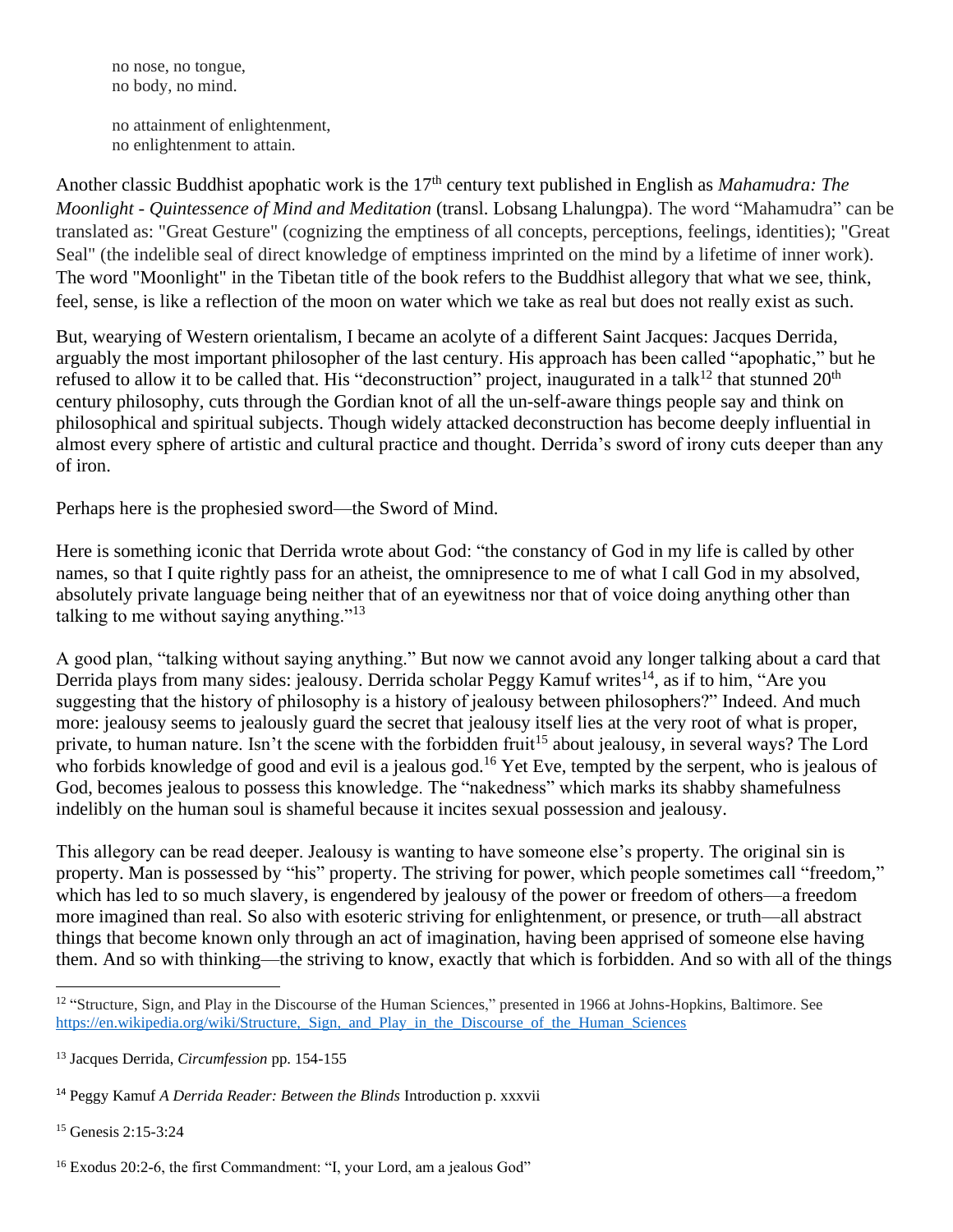no nose, no tongue,
no body, no mind.

no attainment of enlightenment,
no enlightenment to attain.

Another classic Buddhist apophatic work is the 17th century text published in English as *Mahamudra: The Moonlight - Quintessence of Mind and Meditation* (transl. Lobsang Lhalungpa). The word "Mahamudra" can be translated as: "Great Gesture" (cognizing the emptiness of all concepts, perceptions, feelings, identities); "Great Seal" (the indelible seal of direct knowledge of emptiness imprinted on the mind by a lifetime of inner work). The word "Moonlight" in the Tibetan title of the book refers to the Buddhist allegory that what we see, think, feel, sense, is like a reflection of the moon on water which we take as real but does not really exist as such.

But, wearying of Western orientalism, I became an acolyte of a different Saint Jacques: Jacques Derrida, arguably the most important philosopher of the last century. His approach has been called "apophatic," but he refused to allow it to be called that. His "deconstruction" project, inaugurated in a talk[12] that stunned 20th century philosophy, cuts through the Gordian knot of all the un-self-aware things people say and think on philosophical and spiritual subjects. Though widely attacked deconstruction has become deeply influential in almost every sphere of artistic and cultural practice and thought. Derrida's sword of irony cuts deeper than any of iron.

Perhaps here is the prophesied sword—the Sword of Mind.

Here is something iconic that Derrida wrote about God: "the constancy of God in my life is called by other names, so that I quite rightly pass for an atheist, the omnipresence to me of what I call God in my absolved, absolutely private language being neither that of an eyewitness nor that of voice doing anything other than talking to me without saying anything."[13]

A good plan, "talking without saying anything." But now we cannot avoid any longer talking about a card that Derrida plays from many sides: jealousy. Derrida scholar Peggy Kamuf writes[14], as if to him, "Are you suggesting that the history of philosophy is a history of jealousy between philosophers?" Indeed. And much more: jealousy seems to jealously guard the secret that jealousy itself lies at the very root of what is proper, private, to human nature. Isn't the scene with the forbidden fruit[15] about jealousy, in several ways? The Lord who forbids knowledge of good and evil is a jealous god.[16] Yet Eve, tempted by the serpent, who is jealous of God, becomes jealous to possess this knowledge. The "nakedness" which marks its shabby shamefulness indelibly on the human soul is shameful because it incites sexual possession and jealousy.

This allegory can be read deeper. Jealousy is wanting to have someone else's property. The original sin is property. Man is possessed by "his" property. The striving for power, which people sometimes call "freedom," which has led to so much slavery, is engendered by jealousy of the power or freedom of others—a freedom more imagined than real. So also with esoteric striving for enlightenment, or presence, or truth—all abstract things that become known only through an act of imagination, having been apprised of someone else having them. And so with thinking—the striving to know, exactly that which is forbidden. And so with all of the things

---

[12] "Structure, Sign, and Play in the Discourse of the Human Sciences," presented in 1966 at Johns-Hopkins, Baltimore. See https://en.wikipedia.org/wiki/Structure,_Sign,_and_Play_in_the_Discourse_of_the_Human_Sciences

[13] Jacques Derrida, *Circumfession* pp. 154-155

[14] Peggy Kamuf *A Derrida Reader: Between the Blinds* Introduction p. xxxvii

[15] Genesis 2:15-3:24

[16] Exodus 20:2-6, the first Commandment: "I, your Lord, am a jealous God"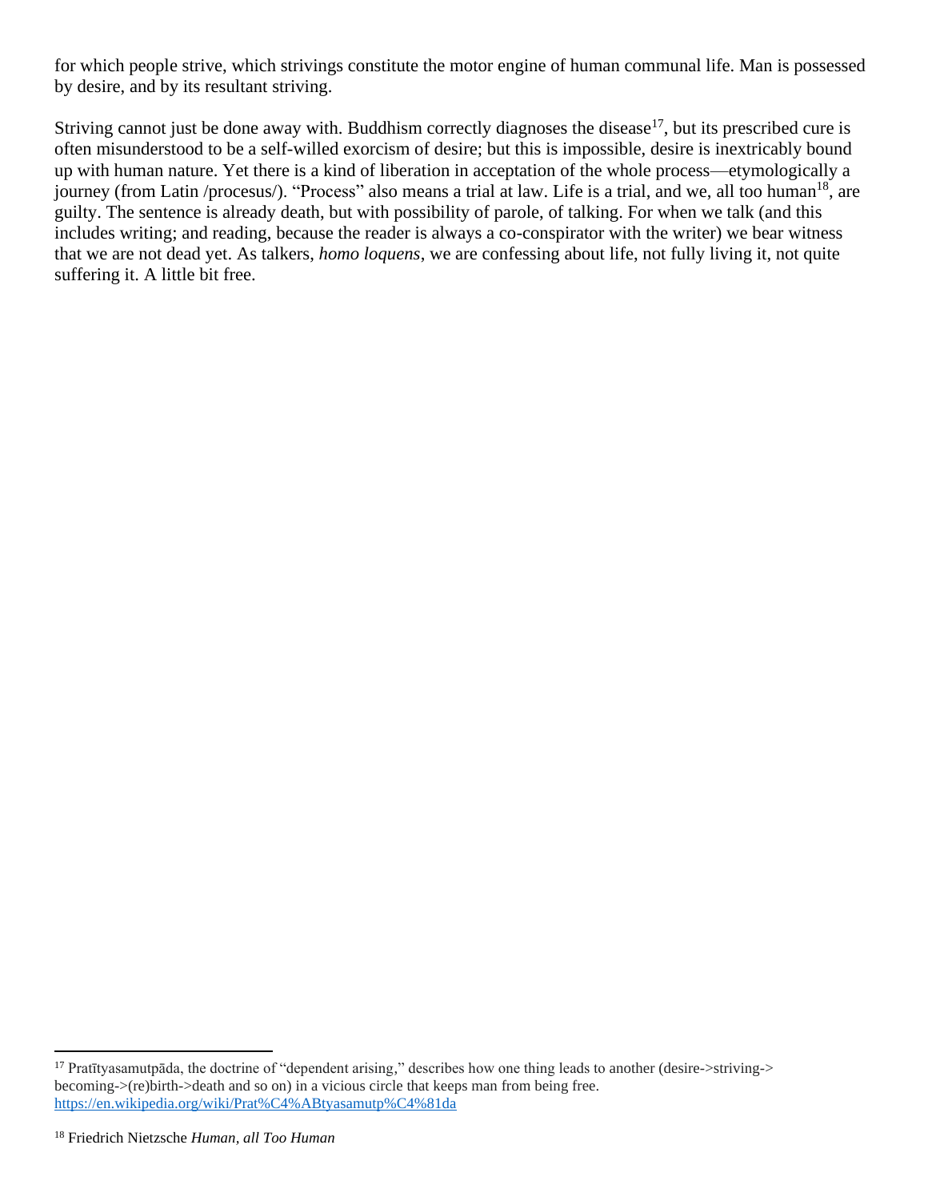for which people strive, which strivings constitute the motor engine of human communal life. Man is possessed by desire, and by its resultant striving.

Striving cannot just be done away with. Buddhism correctly diagnoses the disease[17], but its prescribed cure is often misunderstood to be a self-willed exorcism of desire; but this is impossible, desire is inextricably bound up with human nature. Yet there is a kind of liberation in acceptation of the whole process—etymologically a journey (from Latin /procesus/). "Process" also means a trial at law. Life is a trial, and we, all too human[18], are guilty. The sentence is already death, but with possibility of parole, of talking. For when we talk (and this includes writing; and reading, because the reader is always a co-conspirator with the writer) we bear witness that we are not dead yet. As talkers, *homo loquens*, we are confessing about life, not fully living it, not quite suffering it. A little bit free.

---

[17] Pratītyasamutpāda, the doctrine of "dependent arising," describes how one thing leads to another (desire->striving->becoming->(re)birth->death and so on) in a vicious circle that keeps man from being free. https://en.wikipedia.org/wiki/Prat%C4%ABtyasamutp%C4%81da

[18] Friedrich Nietzsche *Human, all Too Human*